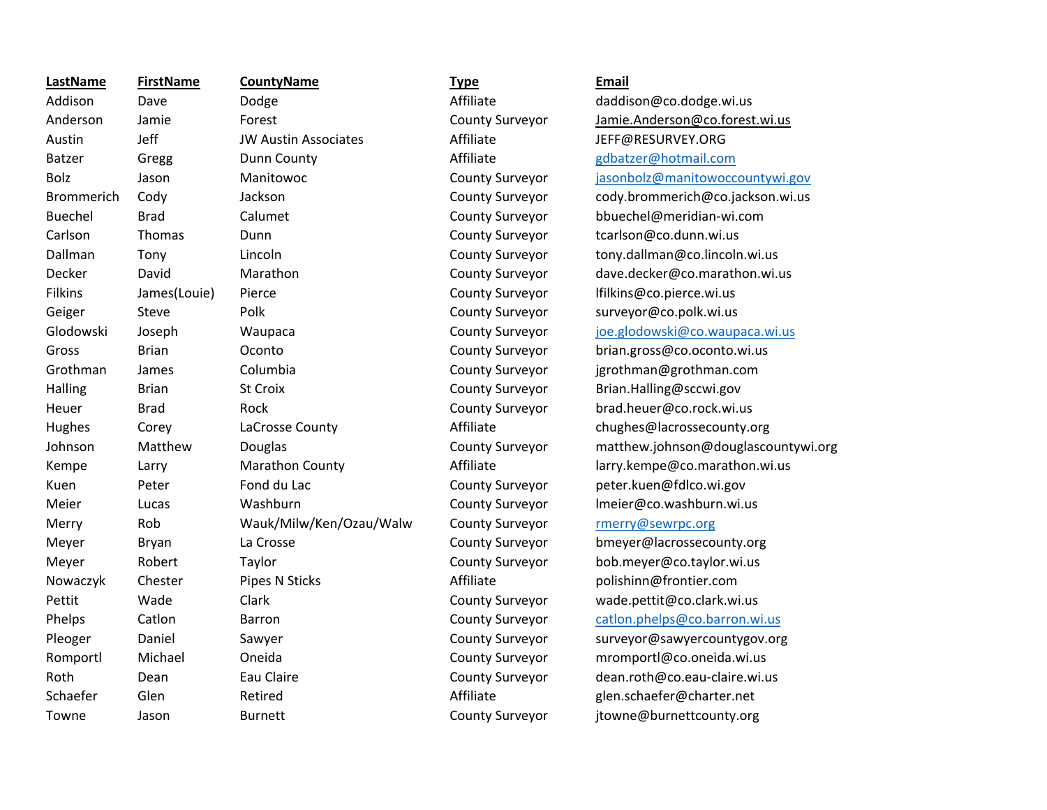| LastName | FirstName | CountyName | Type | Email |
|---|---|---|---|---|
| Addison | Dave | Dodge | Affiliate | daddison@co.dodge.wi.us |
| Anderson | Jamie | Forest | County Surveyor | Jamie.Anderson@co.forest.wi.us |
| Austin | Jeff | JW Austin Associates | Affiliate | JEFF@RESURVEY.ORG |
| Batzer | Gregg | Dunn County | Affiliate | gdbatzer@hotmail.com |
| Bolz | Jason | Manitowoc | County Surveyor | jasonbolz@manitowoccountywi.gov |
| Brommerich | Cody | Jackson | County Surveyor | cody.brommerich@co.jackson.wi.us |
| Buechel | Brad | Calumet | County Surveyor | bbuechel@meridian-wi.com |
| Carlson | Thomas | Dunn | County Surveyor | tcarlson@co.dunn.wi.us |
| Dallman | Tony | Lincoln | County Surveyor | tony.dallman@co.lincoln.wi.us |
| Decker | David | Marathon | County Surveyor | dave.decker@co.marathon.wi.us |
| Filkins | James(Louie) | Pierce | County Surveyor | lfilkins@co.pierce.wi.us |
| Geiger | Steve | Polk | County Surveyor | surveyor@co.polk.wi.us |
| Glodowski | Joseph | Waupaca | County Surveyor | joe.glodowski@co.waupaca.wi.us |
| Gross | Brian | Oconto | County Surveyor | brian.gross@co.oconto.wi.us |
| Grothman | James | Columbia | County Surveyor | jgrothman@grothman.com |
| Halling | Brian | St Croix | County Surveyor | Brian.Halling@sccwi.gov |
| Heuer | Brad | Rock | County Surveyor | brad.heuer@co.rock.wi.us |
| Hughes | Corey | LaCrosse County | Affiliate | chughes@lacrossecounty.org |
| Johnson | Matthew | Douglas | County Surveyor | matthew.johnson@douglascountywi.org |
| Kempe | Larry | Marathon County | Affiliate | larry.kempe@co.marathon.wi.us |
| Kuen | Peter | Fond du Lac | County Surveyor | peter.kuen@fdlco.wi.gov |
| Meier | Lucas | Washburn | County Surveyor | lmeier@co.washburn.wi.us |
| Merry | Rob | Wauk/Milw/Ken/Ozau/Walw | County Surveyor | rmerry@sewrpc.org |
| Meyer | Bryan | La Crosse | County Surveyor | bmeyer@lacrossecounty.org |
| Meyer | Robert | Taylor | County Surveyor | bob.meyer@co.taylor.wi.us |
| Nowaczyk | Chester | Pipes N Sticks | Affiliate | polishinn@frontier.com |
| Pettit | Wade | Clark | County Surveyor | wade.pettit@co.clark.wi.us |
| Phelps | Catlon | Barron | County Surveyor | catlon.phelps@co.barron.wi.us |
| Pleoger | Daniel | Sawyer | County Surveyor | surveyor@sawyercountygov.org |
| Romportl | Michael | Oneida | County Surveyor | mromportl@co.oneida.wi.us |
| Roth | Dean | Eau Claire | County Surveyor | dean.roth@co.eau-claire.wi.us |
| Schaefer | Glen | Retired | Affiliate | glen.schaefer@charter.net |
| Towne | Jason | Burnett | County Surveyor | jtowne@burnettcounty.org |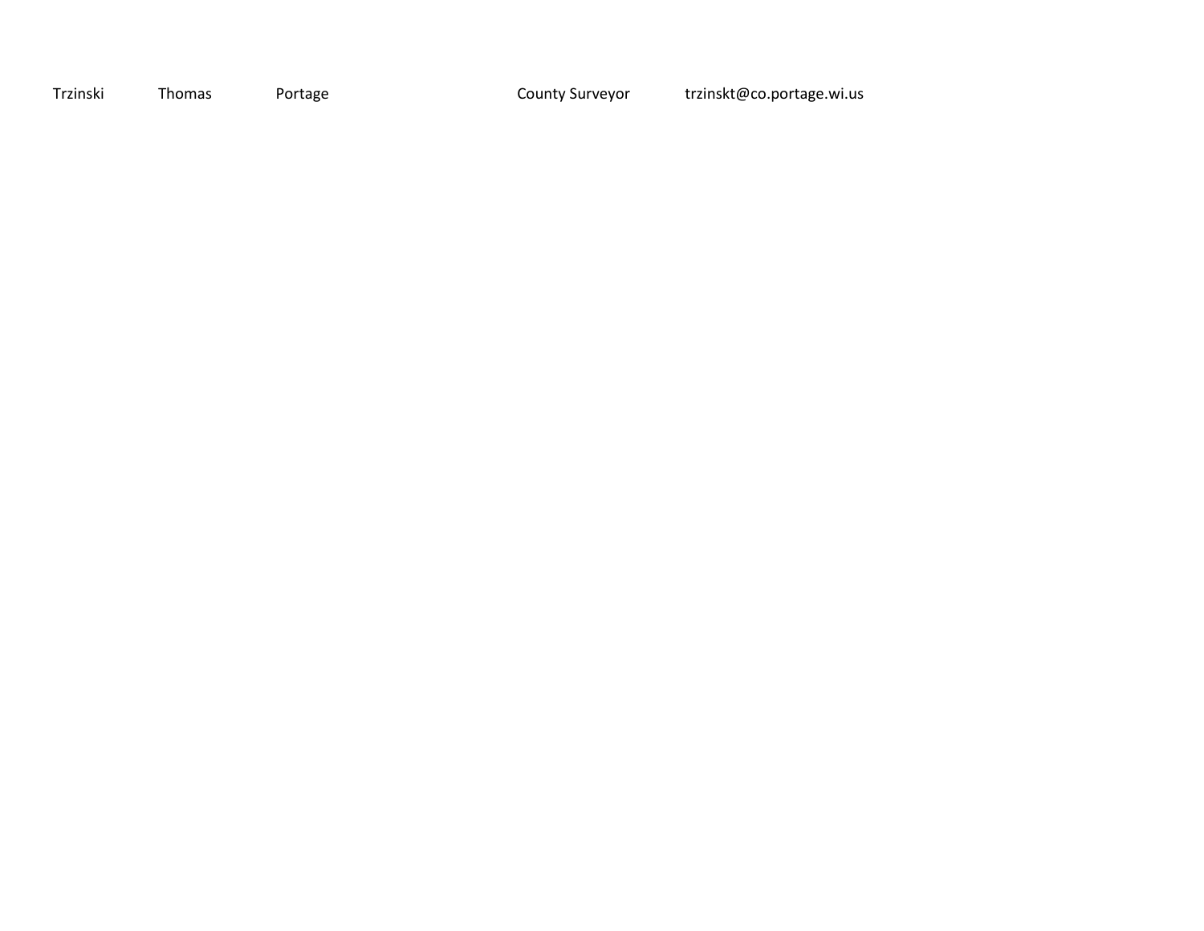| | | | | | |
|---|---|---|---|---|---|
| Trzinski | Thomas | Portage | | County Surveyor | trzinskt@co.portage.wi.us |